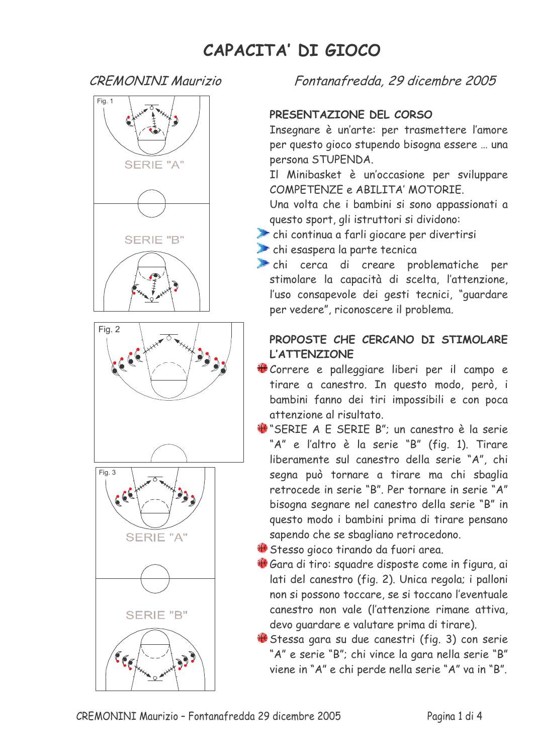# CAPACITA' DI GIOCO

*CREMONINI Maurizio*

*Fontanafredda, 29 dicembre 2005*

Fig. 1

SERIE "A"

SERIE "B"

Fig. 2

Fig. 3

SERIE "A"

SERIE "B"

## PRESENTAZIONE DEL CORSO

Insegnare è un'arte: per trasmettere l'amore per questo gioco stupendo bisogna essere … una persona STUPENDA.

Il Minibasket è un'occasione per sviluppare COMPETENZE e ABILITA' MOTORIE.

Una volta che i bambini si sono appassionati a questo sport, gli istruttori si dividono:

- chi continua a farli giocare per divertirsi
- chi esaspera la parte tecnica
- chi cerca di creare problematiche per stimolare la capacità di scelta, l'attenzione, l'uso consapevole dei gesti tecnici, "guardare per vedere", riconoscere il problema.

## PROPOSTE CHE CERCANO DI STIMOLARE L'ATTENZIONE

- Correre e palleggiare liberi per il campo e tirare a canestro. In questo modo, però, i bambini fanno dei tiri impossibili e con poca attenzione al risultato.
- "SERIE A E SERIE B"; un canestro è la serie "A" e l'altro è la serie "B" (fig. 1). Tirare liberamente sul canestro della serie "A", chi segna può tornare a tirare ma chi sbaglia retrocede in serie "B". Per tornare in serie "A" bisogna segnare nel canestro della serie "B" in questo modo i bambini prima di tirare pensano sapendo che se sbagliano retrocedono.
- Stesso gioco tirando da fuori area.
- Gara di tiro: squadre disposte come in figura, ai lati del canestro (fig. 2). Unica regola; i palloni non si possono toccare, se si toccano l'eventuale canestro non vale (l'attenzione rimane attiva, devo guardare e valutare prima di tirare).
- Stessa gara su due canestri (fig. 3) con serie "A" e serie "B"; chi vince la gara nella serie "B" viene in "A" e chi perde nella serie "A" va in "B".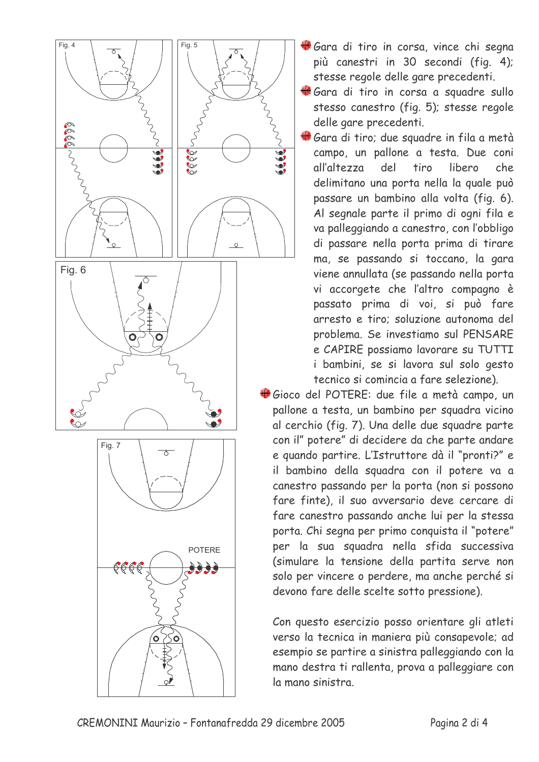- Gara di tiro in corsa, vince chi segna più canestri in 30 secondi (fig. 4); stesse regole delle gare precedenti.
- Gara di tiro in corsa a squadre sullo stesso canestro (fig. 5); stesse regole delle gare precedenti.
- Gara di tiro; due squadre in fila a metà campo, un pallone a testa. Due coni all'altezza del tiro libero che delimitano una porta nella la quale può passare un bambino alla volta (fig. 6). Al segnale parte il primo di ogni fila e va palleggiando a canestro, con l'obbligo di passare nella porta prima di tirare ma, se passando si toccano, la gara viene annullata (se passando nella porta vi accorgete che l'altro compagno è passato prima di voi, si può fare arresto e tiro; soluzione autonoma del problema. Se investiamo sul PENSARE e CAPIRE possiamo lavorare su TUTTI i bambini, se si lavora sul solo gesto tecnico si comincia a fare selezione).
- Gioco del POTERE: due file a metà campo, un pallone a testa, un bambino per squadra vicino al cerchio (fig. 7). Una delle due squadre parte con il" potere" di decidere da che parte andare e quando partire. L'Istruttore dà il "pronti?" e il bambino della squadra con il potere va a canestro passando per la porta (non si possono fare finte), il suo avversario deve cercare di fare canestro passando anche lui per la stessa porta. Chi segna per primo conquista il "potere" per la sua squadra nella sfida successiva (simulare la tensione della partita serve non solo per vincere o perdere, ma anche perché si devono fare delle scelte sotto pressione).

  Con questo esercizio posso orientare gli atleti verso la tecnica in maniera più consapevole; ad esempio se partire a sinistra palleggiando con la mano destra ti rallenta, prova a palleggiare con la mano sinistra.

Fig. 4

Fig. 5

Fig. 6

Fig. 7

POTERE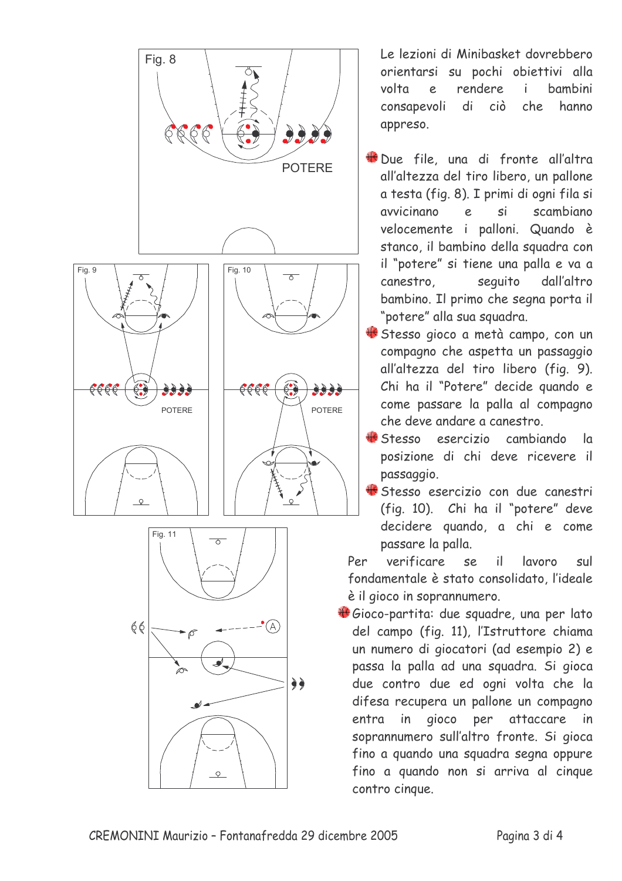Le lezioni di Minibasket dovrebbero orientarsi su pochi obiettivi alla volta e rendere i bambini consapevoli di ciò che hanno appreso.

- Due file, una di fronte all'altra all'altezza del tiro libero, un pallone a testa (fig. 8). I primi di ogni fila si avvicinano e si scambiano velocemente i palloni. Quando è stanco, il bambino della squadra con il "potere" si tiene una palla e va a canestro, seguito dall'altro bambino. Il primo che segna porta il "potere" alla sua squadra.
- Stesso gioco a metà campo, con un compagno che aspetta un passaggio all'altezza del tiro libero (fig. 9). Chi ha il "Potere" decide quando e come passare la palla al compagno che deve andare a canestro.
- Stesso esercizio cambiando la posizione di chi deve ricevere il passaggio.
- Stesso esercizio con due canestri (fig. 10). Chi ha il "potere" deve decidere quando, a chi e come passare la palla.

Per verificare se il lavoro sul fondamentale è stato consolidato, l'ideale è il gioco in soprannumero.

- Gioco-partita: due squadre, una per lato del campo (fig. 11), l'Istruttore chiama un numero di giocatori (ad esempio 2) e passa la palla ad una squadra. Si gioca due contro due ed ogni volta che la difesa recupera un pallone un compagno entra in gioco per attaccare in soprannumero sull'altro fronte. Si gioca fino a quando una squadra segna oppure fino a quando non si arriva al cinque contro cinque.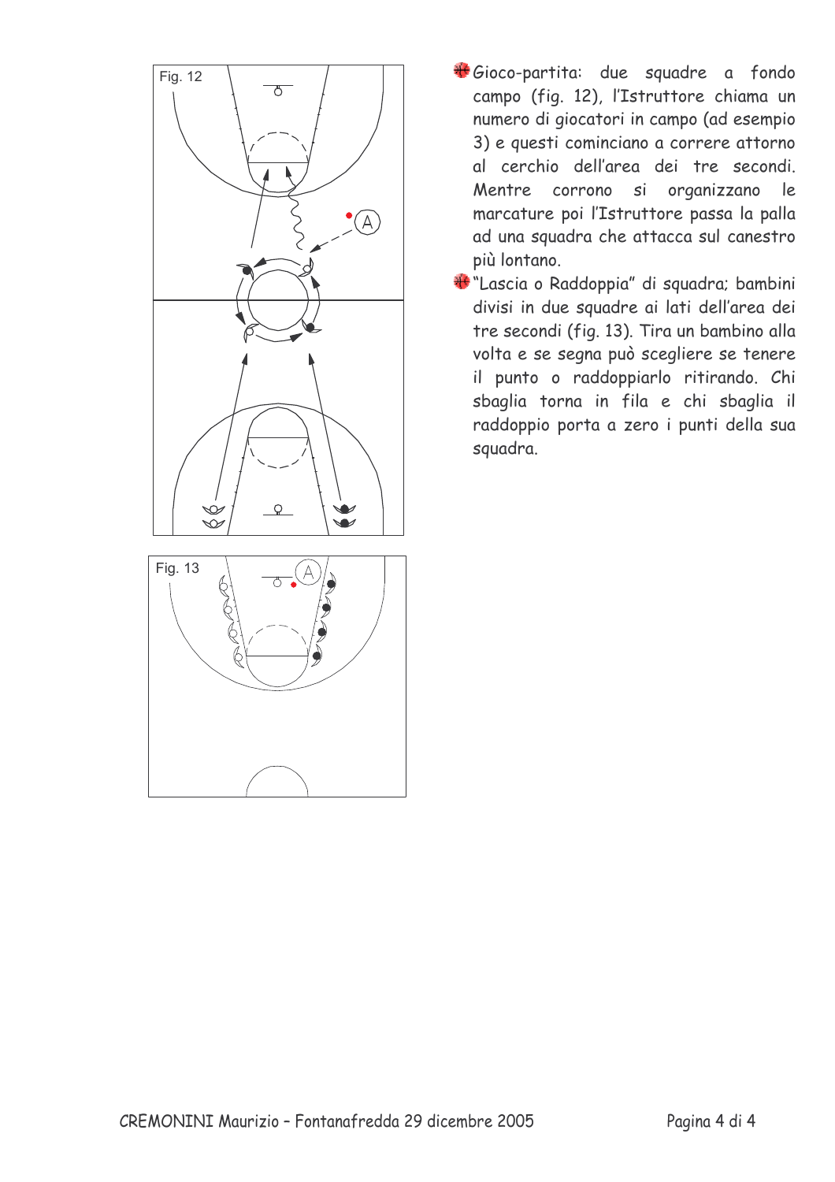Fig. 12

A

Fig. 13

A

- Gioco-partita: due squadre a fondo campo (fig. 12), l'Istruttore chiama un numero di giocatori in campo (ad esempio 3) e questi cominciano a correre attorno al cerchio dell'area dei tre secondi. Mentre corrono si organizzano le marcature poi l'Istruttore passa la palla ad una squadra che attacca sul canestro più lontano.
- "Lascia o Raddoppia" di squadra; bambini divisi in due squadre ai lati dell'area dei tre secondi (fig. 13). Tira un bambino alla volta e se segna può scegliere se tenere il punto o raddoppiarlo ritirando. Chi sbaglia torna in fila e chi sbaglia il raddoppio porta a zero i punti della sua squadra.